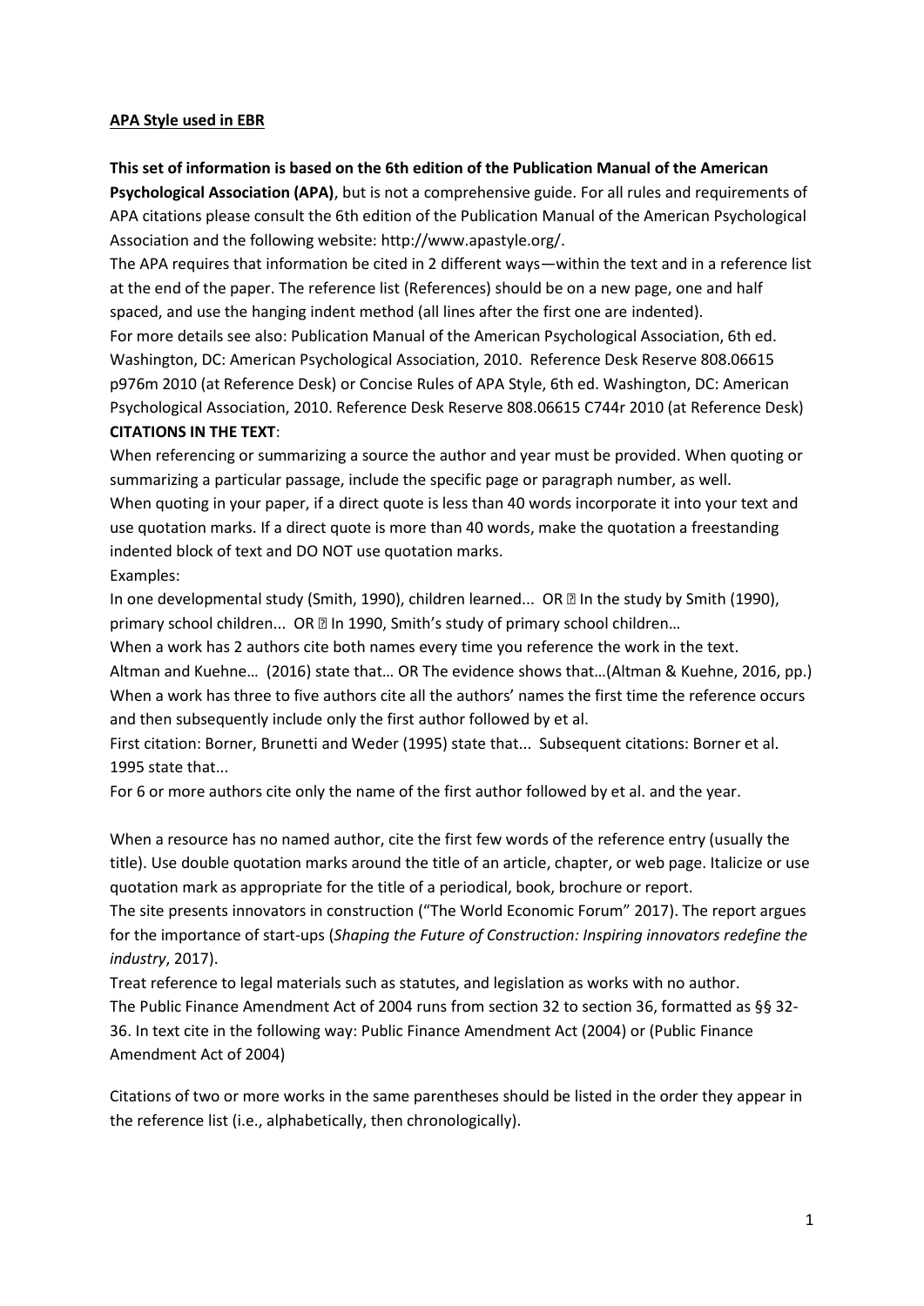**APA Style used in EBR**

**This set of information is based on the 6th edition of the Publication Manual of the American Psychological Association (APA)**, but is not a comprehensive guide. For all rules and requirements of APA citations please consult the 6th edition of the Publication Manual of the American Psychological Association and the following website: http://www.apastyle.org/.

The APA requires that information be cited in 2 different ways—within the text and in a reference list at the end of the paper. The reference list (References) should be on a new page, one and half spaced, and use the hanging indent method (all lines after the first one are indented).

For more details see also: Publication Manual of the American Psychological Association, 6th ed. Washington, DC: American Psychological Association, 2010. Reference Desk Reserve 808.06615 p976m 2010 (at Reference Desk) or Concise Rules of APA Style, 6th ed. Washington, DC: American Psychological Association, 2010. Reference Desk Reserve 808.06615 C744r 2010 (at Reference Desk)

**CITATIONS IN THE TEXT**:

When referencing or summarizing a source the author and year must be provided. When quoting or summarizing a particular passage, include the specific page or paragraph number, as well.

When quoting in your paper, if a direct quote is less than 40 words incorporate it into your text and use quotation marks. If a direct quote is more than 40 words, make the quotation a freestanding indented block of text and DO NOT use quotation marks.

Examples:

In one developmental study (Smith, 1990), children learned... OR  In the study by Smith (1990), primary school children... OR  In 1990, Smith's study of primary school children…

When a work has 2 authors cite both names every time you reference the work in the text.

Altman and Kuehne… (2016) state that… OR The evidence shows that…(Altman & Kuehne, 2016, pp.)

When a work has three to five authors cite all the authors' names the first time the reference occurs and then subsequently include only the first author followed by et al.

First citation: Borner, Brunetti and Weder (1995) state that... Subsequent citations: Borner et al. 1995 state that...

For 6 or more authors cite only the name of the first author followed by et al. and the year.

When a resource has no named author, cite the first few words of the reference entry (usually the title). Use double quotation marks around the title of an article, chapter, or web page. Italicize or use quotation mark as appropriate for the title of a periodical, book, brochure or report.

The site presents innovators in construction ("The World Economic Forum" 2017). The report argues for the importance of start-ups (*Shaping the Future of Construction: Inspiring innovators redefine the industry*, 2017).

Treat reference to legal materials such as statutes, and legislation as works with no author.

The Public Finance Amendment Act of 2004 runs from section 32 to section 36, formatted as §§ 32-36. In text cite in the following way: Public Finance Amendment Act (2004) or (Public Finance Amendment Act of 2004)

Citations of two or more works in the same parentheses should be listed in the order they appear in the reference list (i.e., alphabetically, then chronologically).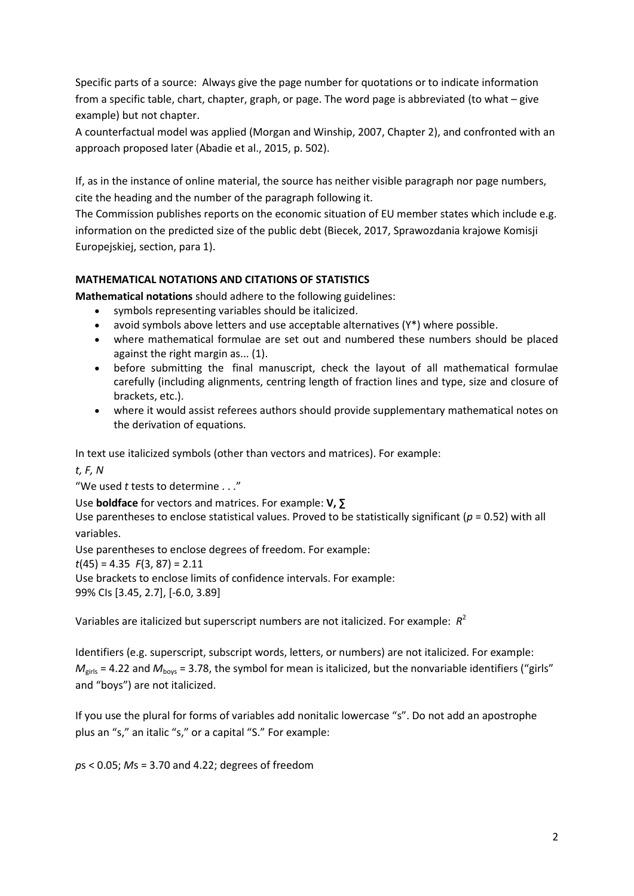Specific parts of a source: Always give the page number for quotations or to indicate information from a specific table, chart, chapter, graph, or page. The word page is abbreviated (to what – give example) but not chapter.
A counterfactual model was applied (Morgan and Winship, 2007, Chapter 2), and confronted with an approach proposed later (Abadie et al., 2015, p. 502).

If, as in the instance of online material, the source has neither visible paragraph nor page numbers, cite the heading and the number of the paragraph following it.
The Commission publishes reports on the economic situation of EU member states which include e.g. information on the predicted size of the public debt (Biecek, 2017, Sprawozdania krajowe Komisji Europejskiej, section, para 1).

## MATHEMATICAL NOTATIONS AND CITATIONS OF STATISTICS

**Mathematical notations** should adhere to the following guidelines:

- symbols representing variables should be italicized.
- avoid symbols above letters and use acceptable alternatives (Y*) where possible.
- where mathematical formulae are set out and numbered these numbers should be placed against the right margin as... (1).
- before submitting the final manuscript, check the layout of all mathematical formulae carefully (including alignments, centring length of fraction lines and type, size and closure of brackets, etc.).
- where it would assist referees authors should provide supplementary mathematical notes on the derivation of equations.

In text use italicized symbols (other than vectors and matrices). For example:

*t, F, N*

"We used *t* tests to determine . . ."

Use **boldface** for vectors and matrices. For example: **V, ∑**

Use parentheses to enclose statistical values. Proved to be statistically significant ($p = 0.52$) with all variables.

Use parentheses to enclose degrees of freedom. For example:

$t(45) = 4.35$ $F(3, 87) = 2.11$

Use brackets to enclose limits of confidence intervals. For example:

99% CIs [3.45, 2.7], [-6.0, 3.89]

Variables are italicized but superscript numbers are not italicized. For example: $R^2$

Identifiers (e.g. superscript, subscript words, letters, or numbers) are not italicized. For example: $M_{\text{girls}} = 4.22$ and $M_{\text{boys}} = 3.78$, the symbol for mean is italicized, but the nonvariable identifiers ("girls" and "boys") are not italicized.

If you use the plural for forms of variables add nonitalic lowercase "s". Do not add an apostrophe plus an "s," an italic "s," or a capital "S." For example:

*p*s < 0.05; *M*s = 3.70 and 4.22; degrees of freedom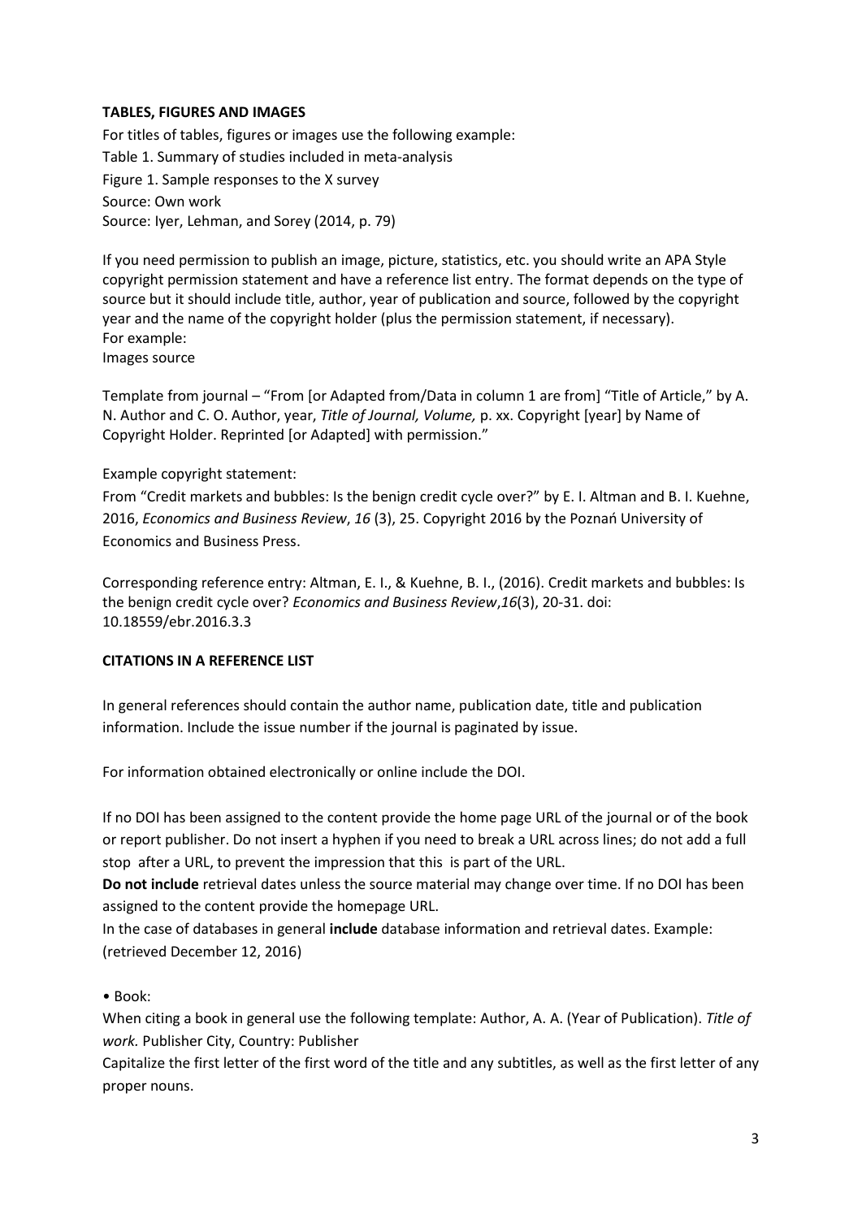**TABLES, FIGURES AND IMAGES**

For titles of tables, figures or images use the following example:
Table 1. Summary of studies included in meta-analysis
Figure 1. Sample responses to the X survey
Source: Own work
Source: Iyer, Lehman, and Sorey (2014, p. 79)

If you need permission to publish an image, picture, statistics, etc. you should write an APA Style copyright permission statement and have a reference list entry. The format depends on the type of source but it should include title, author, year of publication and source, followed by the copyright year and the name of the copyright holder (plus the permission statement, if necessary).
For example:
Images source

Template from journal – "From [or Adapted from/Data in column 1 are from] "Title of Article," by A. N. Author and C. O. Author, year, *Title of Journal, Volume,* p. xx. Copyright [year] by Name of Copyright Holder. Reprinted [or Adapted] with permission."

Example copyright statement:
From "Credit markets and bubbles: Is the benign credit cycle over?" by E. I. Altman and B. I. Kuehne, 2016, *Economics and Business Review*, *16* (3), 25. Copyright 2016 by the Poznań University of Economics and Business Press.

Corresponding reference entry: Altman, E. I., & Kuehne, B. I., (2016). Credit markets and bubbles: Is the benign credit cycle over? *Economics and Business Review*,*16*(3), 20-31. doi: 10.18559/ebr.2016.3.3

**CITATIONS IN A REFERENCE LIST**

In general references should contain the author name, publication date, title and publication information. Include the issue number if the journal is paginated by issue.

For information obtained electronically or online include the DOI.

If no DOI has been assigned to the content provide the home page URL of the journal or of the book or report publisher. Do not insert a hyphen if you need to break a URL across lines; do not add a full stop after a URL, to prevent the impression that this is part of the URL.
**Do not include** retrieval dates unless the source material may change over time. If no DOI has been assigned to the content provide the homepage URL.
In the case of databases in general **include** database information and retrieval dates. Example: (retrieved December 12, 2016)

• Book:
When citing a book in general use the following template: Author, A. A. (Year of Publication). *Title of work.* Publisher City, Country: Publisher
Capitalize the first letter of the first word of the title and any subtitles, as well as the first letter of any proper nouns.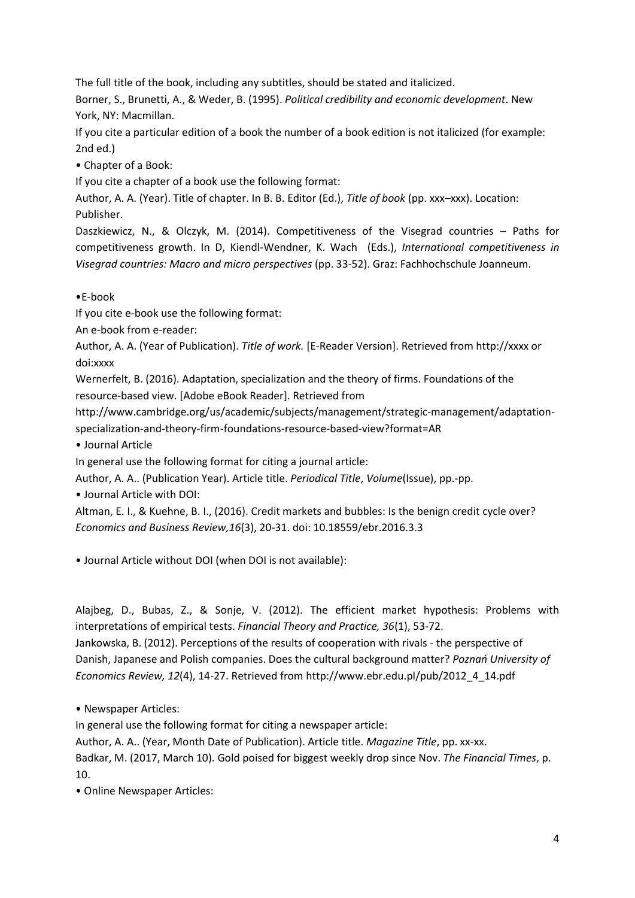The full title of the book, including any subtitles, should be stated and italicized.

Borner, S., Brunetti, A., & Weder, B. (1995). *Political credibility and economic development*. New York, NY: Macmillan.

If you cite a particular edition of a book the number of a book edition is not italicized (for example: 2nd ed.)

• Chapter of a Book:

If you cite a chapter of a book use the following format:

Author, A. A. (Year). Title of chapter. In B. B. Editor (Ed.), *Title of book* (pp. xxx–xxx). Location: Publisher.

Daszkiewicz, N., & Olczyk, M. (2014). Competitiveness of the Visegrad countries – Paths for competitiveness growth. In D, Kiendl-Wendner, K. Wach (Eds.), *International competitiveness in Visegrad countries: Macro and micro perspectives* (pp. 33-52). Graz: Fachhochschule Joanneum.

•E-book

If you cite e-book use the following format:

An e-book from e-reader:

Author, A. A. (Year of Publication). *Title of work.* [E-Reader Version]. Retrieved from http://xxxx or doi:xxxx

Wernerfelt, B. (2016). Adaptation, specialization and the theory of firms. Foundations of the resource-based view. [Adobe eBook Reader]. Retrieved from http://www.cambridge.org/us/academic/subjects/management/strategic-management/adaptation-specialization-and-theory-firm-foundations-resource-based-view?format=AR

• Journal Article

In general use the following format for citing a journal article:

Author, A. A.. (Publication Year). Article title. *Periodical Title*, *Volume*(Issue), pp.-pp.

• Journal Article with DOI:

Altman, E. I., & Kuehne, B. I., (2016). Credit markets and bubbles: Is the benign credit cycle over? *Economics and Business Review,16*(3), 20-31. doi: 10.18559/ebr.2016.3.3

• Journal Article without DOI (when DOI is not available):

Alajbeg, D., Bubas, Z., & Sonje, V. (2012). The efficient market hypothesis: Problems with interpretations of empirical tests. *Financial Theory and Practice, 36*(1), 53-72.

Jankowska, B. (2012). Perceptions of the results of cooperation with rivals - the perspective of Danish, Japanese and Polish companies. Does the cultural background matter? *Poznań University of Economics Review, 12*(4), 14-27. Retrieved from http://www.ebr.edu.pl/pub/2012_4_14.pdf

• Newspaper Articles:

In general use the following format for citing a newspaper article:

Author, A. A.. (Year, Month Date of Publication). Article title. *Magazine Title*, pp. xx-xx.

Badkar, M. (2017, March 10). Gold poised for biggest weekly drop since Nov. *The Financial Times*, p. 10.

• Online Newspaper Articles: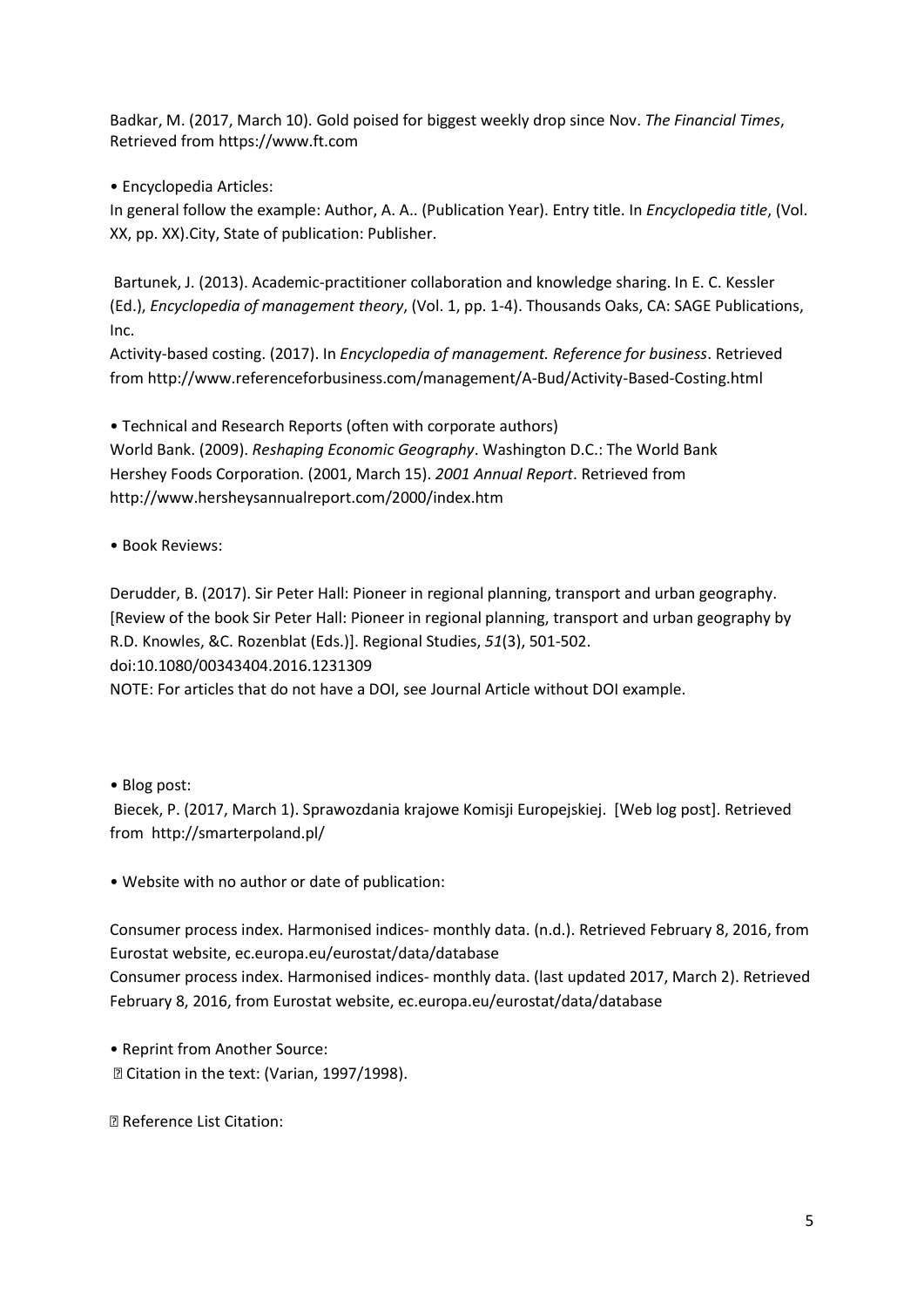Badkar, M. (2017, March 10). Gold poised for biggest weekly drop since Nov. *The Financial Times*, Retrieved from https://www.ft.com

- Encyclopedia Articles:

In general follow the example: Author, A. A.. (Publication Year). Entry title. In *Encyclopedia title*, (Vol. XX, pp. XX).City, State of publication: Publisher.

Bartunek, J. (2013). Academic-practitioner collaboration and knowledge sharing. In E. C. Kessler (Ed.), *Encyclopedia of management theory*, (Vol. 1, pp. 1-4). Thousands Oaks, CA: SAGE Publications, Inc.

Activity-based costing. (2017). In *Encyclopedia of management. Reference for business*. Retrieved from http://www.referenceforbusiness.com/management/A-Bud/Activity-Based-Costing.html

- Technical and Research Reports (often with corporate authors)

World Bank. (2009). *Reshaping Economic Geography*. Washington D.C.: The World Bank

Hershey Foods Corporation. (2001, March 15). *2001 Annual Report*. Retrieved from http://www.hersheysannualreport.com/2000/index.htm

- Book Reviews:

Derudder, B. (2017). Sir Peter Hall: Pioneer in regional planning, transport and urban geography. [Review of the book Sir Peter Hall: Pioneer in regional planning, transport and urban geography by R.D. Knowles, &C. Rozenblat (Eds.)]. Regional Studies, *51*(3), 501-502. doi:10.1080/00343404.2016.1231309

NOTE: For articles that do not have a DOI, see Journal Article without DOI example.

- Blog post:

Biecek, P. (2017, March 1). Sprawozdania krajowe Komisji Europejskiej. [Web log post]. Retrieved from http://smarterpoland.pl/

- Website with no author or date of publication:

Consumer process index. Harmonised indices- monthly data. (n.d.). Retrieved February 8, 2016, from Eurostat website, ec.europa.eu/eurostat/data/database

Consumer process index. Harmonised indices- monthly data. (last updated 2017, March 2). Retrieved February 8, 2016, from Eurostat website, ec.europa.eu/eurostat/data/database

- Reprint from Another Source:
  - Citation in the text: (Varian, 1997/1998).
  - Reference List Citation: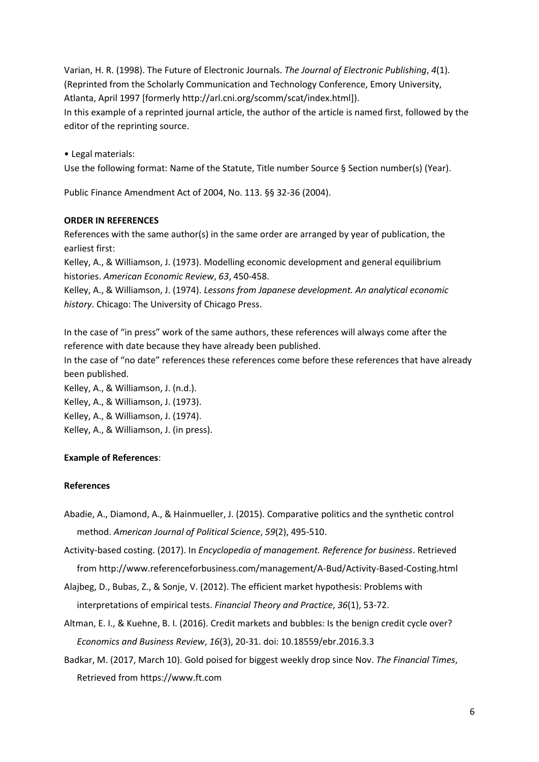Varian, H. R. (1998). The Future of Electronic Journals. *The Journal of Electronic Publishing*, *4*(1). (Reprinted from the Scholarly Communication and Technology Conference, Emory University, Atlanta, April 1997 [formerly http://arl.cni.org/scomm/scat/index.html]).
In this example of a reprinted journal article, the author of the article is named first, followed by the editor of the reprinting source.

• Legal materials:
Use the following format: Name of the Statute, Title number Source § Section number(s) (Year).

Public Finance Amendment Act of 2004, No. 113. §§ 32-36 (2004).

**ORDER IN REFERENCES**

References with the same author(s) in the same order are arranged by year of publication, the earliest first:
Kelley, A., & Williamson, J. (1973). Modelling economic development and general equilibrium histories. *American Economic Review*, *63*, 450-458.
Kelley, A., & Williamson, J. (1974). *Lessons from Japanese development. An analytical economic history*. Chicago: The University of Chicago Press.

In the case of "in press" work of the same authors, these references will always come after the reference with date because they have already been published.
In the case of "no date" references these references come before these references that have already been published.
Kelley, A., & Williamson, J. (n.d.).
Kelley, A., & Williamson, J. (1973).
Kelley, A., & Williamson, J. (1974).
Kelley, A., & Williamson, J. (in press).

**Example of References**:

**References**

Abadie, A., Diamond, A., & Hainmueller, J. (2015). Comparative politics and the synthetic control method. *American Journal of Political Science*, *59*(2), 495-510.

Activity-based costing. (2017). In *Encyclopedia of management. Reference for business*. Retrieved from http://www.referenceforbusiness.com/management/A-Bud/Activity-Based-Costing.html

Alajbeg, D., Bubas, Z., & Sonje, V. (2012). The efficient market hypothesis: Problems with interpretations of empirical tests. *Financial Theory and Practice*, *36*(1), 53-72.

Altman, E. I., & Kuehne, B. I. (2016). Credit markets and bubbles: Is the benign credit cycle over? *Economics and Business Review*, *16*(3), 20-31. doi: 10.18559/ebr.2016.3.3

Badkar, M. (2017, March 10). Gold poised for biggest weekly drop since Nov. *The Financial Times*, Retrieved from https://www.ft.com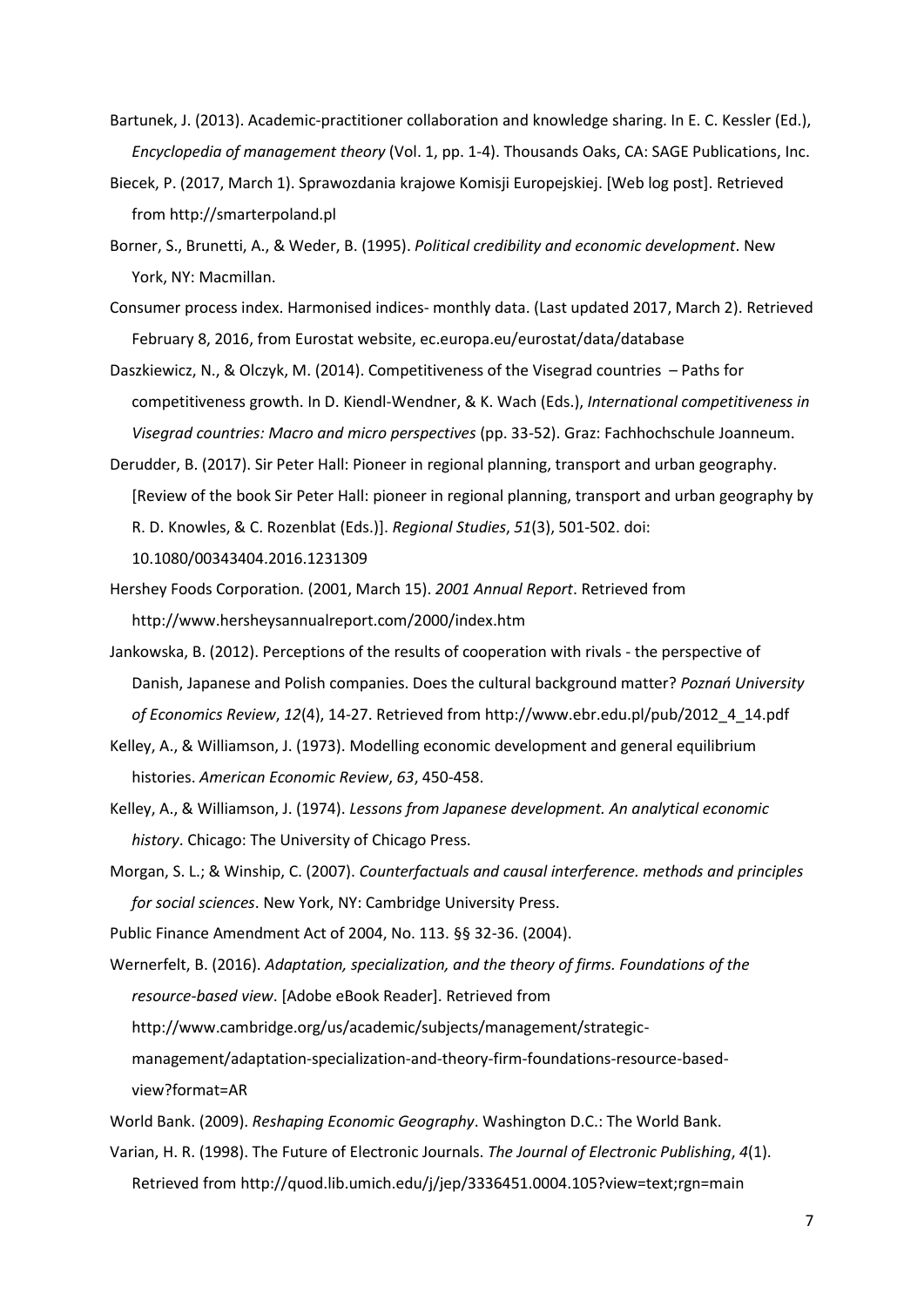Bartunek, J. (2013). Academic-practitioner collaboration and knowledge sharing. In E. C. Kessler (Ed.), *Encyclopedia of management theory* (Vol. 1, pp. 1-4). Thousands Oaks, CA: SAGE Publications, Inc.

Biecek, P. (2017, March 1). Sprawozdania krajowe Komisji Europejskiej. [Web log post]. Retrieved from http://smarterpoland.pl

Borner, S., Brunetti, A., & Weder, B. (1995). *Political credibility and economic development*. New York, NY: Macmillan.

Consumer process index. Harmonised indices- monthly data. (Last updated 2017, March 2). Retrieved February 8, 2016, from Eurostat website, ec.europa.eu/eurostat/data/database

Daszkiewicz, N., & Olczyk, M. (2014). Competitiveness of the Visegrad countries – Paths for competitiveness growth. In D. Kiendl-Wendner, & K. Wach (Eds.), *International competitiveness in Visegrad countries: Macro and micro perspectives* (pp. 33-52). Graz: Fachhochschule Joanneum.

Derudder, B. (2017). Sir Peter Hall: Pioneer in regional planning, transport and urban geography. [Review of the book Sir Peter Hall: pioneer in regional planning, transport and urban geography by R. D. Knowles, & C. Rozenblat (Eds.)]. *Regional Studies*, *51*(3), 501-502. doi: 10.1080/00343404.2016.1231309

Hershey Foods Corporation. (2001, March 15). *2001 Annual Report*. Retrieved from http://www.hersheysannualreport.com/2000/index.htm

Jankowska, B. (2012). Perceptions of the results of cooperation with rivals - the perspective of Danish, Japanese and Polish companies. Does the cultural background matter? *Poznań University of Economics Review*, *12*(4), 14-27. Retrieved from http://www.ebr.edu.pl/pub/2012_4_14.pdf

Kelley, A., & Williamson, J. (1973). Modelling economic development and general equilibrium histories. *American Economic Review*, *63*, 450-458.

Kelley, A., & Williamson, J. (1974). *Lessons from Japanese development. An analytical economic history*. Chicago: The University of Chicago Press.

Morgan, S. L.; & Winship, C. (2007). *Counterfactuals and causal interference. methods and principles for social sciences*. New York, NY: Cambridge University Press.

Public Finance Amendment Act of 2004, No. 113. §§ 32-36. (2004).

Wernerfelt, B. (2016). *Adaptation, specialization, and the theory of firms. Foundations of the resource-based view*. [Adobe eBook Reader]. Retrieved from http://www.cambridge.org/us/academic/subjects/management/strategic-management/adaptation-specialization-and-theory-firm-foundations-resource-based-view?format=AR

World Bank. (2009). *Reshaping Economic Geography*. Washington D.C.: The World Bank.

Varian, H. R. (1998). The Future of Electronic Journals. *The Journal of Electronic Publishing*, *4*(1). Retrieved from http://quod.lib.umich.edu/j/jep/3336451.0004.105?view=text;rgn=main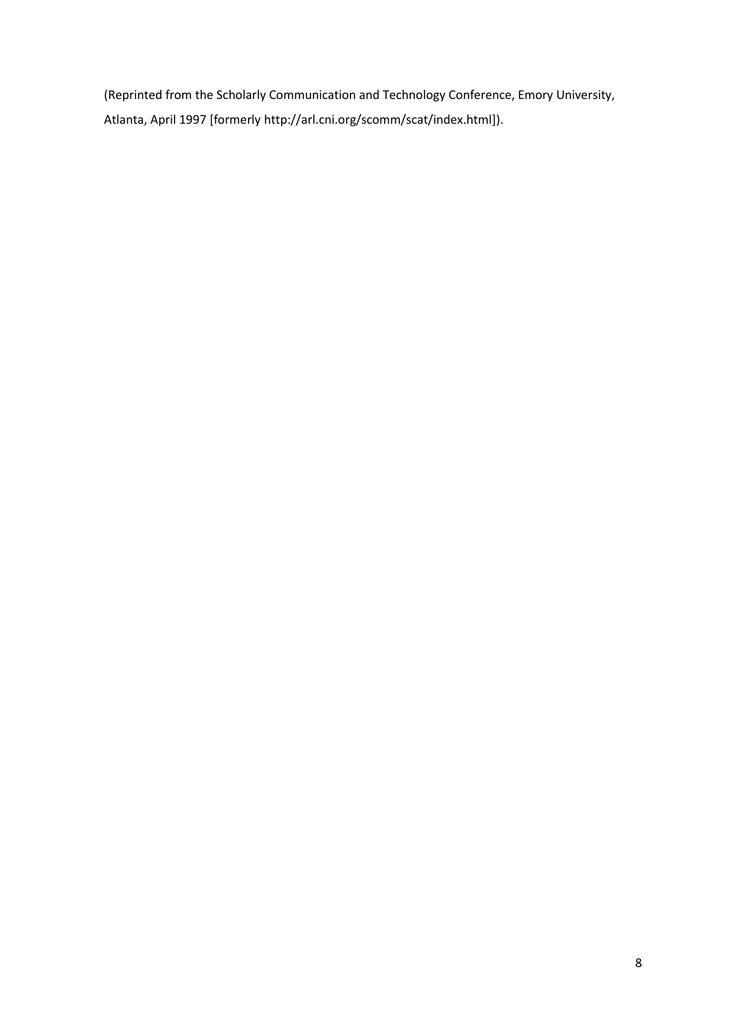(Reprinted from the Scholarly Communication and Technology Conference, Emory University, Atlanta, April 1997 [formerly http://arl.cni.org/scomm/scat/index.html]).